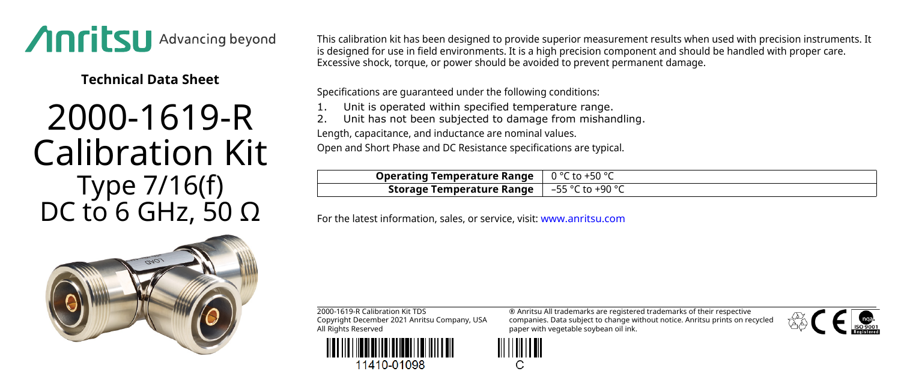Anritsu Advancing beyond

**Technical Data Sheet**

# 2000-1619-R Calibration Kit

## Type 7/16(f)
## DC to 6 GHz, 50 Ω

This calibration kit has been designed to provide superior measurement results when used with precision instruments. It is designed for use in field environments. It is a high precision component and should be handled with proper care. Excessive shock, torque, or power should be avoided to prevent permanent damage.

Specifications are guaranteed under the following conditions:

1. Unit is operated within specified temperature range.
2. Unit has not been subjected to damage from mishandling.

Length, capacitance, and inductance are nominal values.

Open and Short Phase and DC Resistance specifications are typical.

| | |
|---|---|
| **Operating Temperature Range** | 0 °C to +50 °C |
| **Storage Temperature Range** | –55 °C to +90 °C |

For the latest information, sales, or service, visit: www.anritsu.com

2000-1619-R Calibration Kit TDS
Copyright December 2021 Anritsu Company, USA
All Rights Reserved

® Anritsu All trademarks are registered trademarks of their respective companies. Data subject to change without notice. Anritsu prints on recycled paper with vegetable soybean oil ink.

11410-01098

C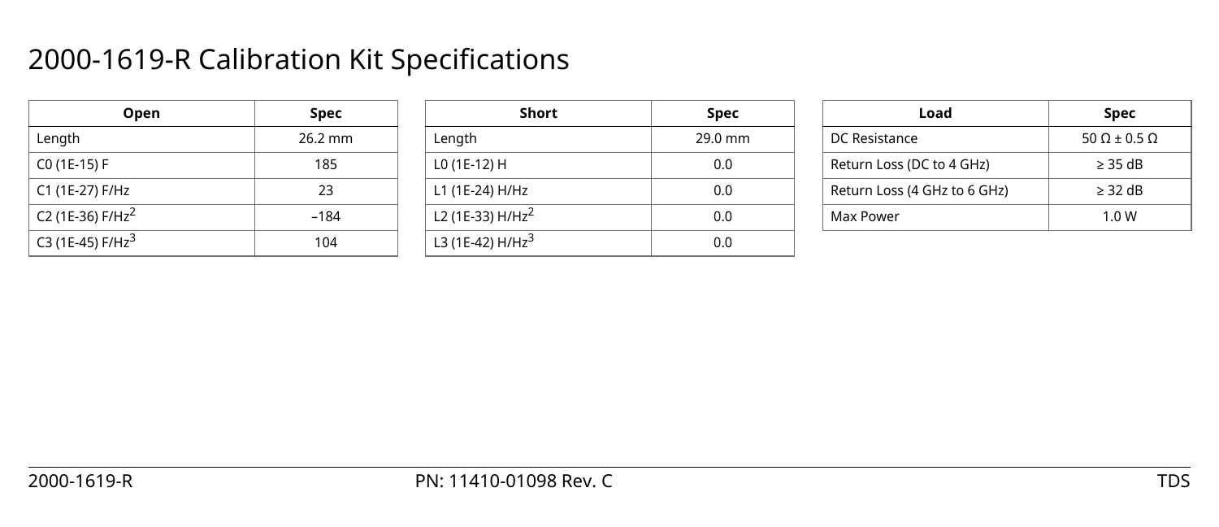# 2000-1619-R Calibration Kit Specifications

| Open | Spec |
|---|---|
| Length | 26.2 mm |
| C0 (1E-15) F | 185 |
| C1 (1E-27) F/Hz | 23 |
| C2 (1E-36) F/Hz$^2$ | –184 |
| C3 (1E-45) F/Hz$^3$ | 104 |

| Short | Spec |
|---|---|
| Length | 29.0 mm |
| L0 (1E-12) H | 0.0 |
| L1 (1E-24) H/Hz | 0.0 |
| L2 (1E-33) H/Hz$^2$ | 0.0 |
| L3 (1E-42) H/Hz$^3$ | 0.0 |

| Load | Spec |
|---|---|
| DC Resistance | 50 Ω ± 0.5 Ω |
| Return Loss (DC to 4 GHz) | ≥ 35 dB |
| Return Loss (4 GHz to 6 GHz) | ≥ 32 dB |
| Max Power | 1.0 W |